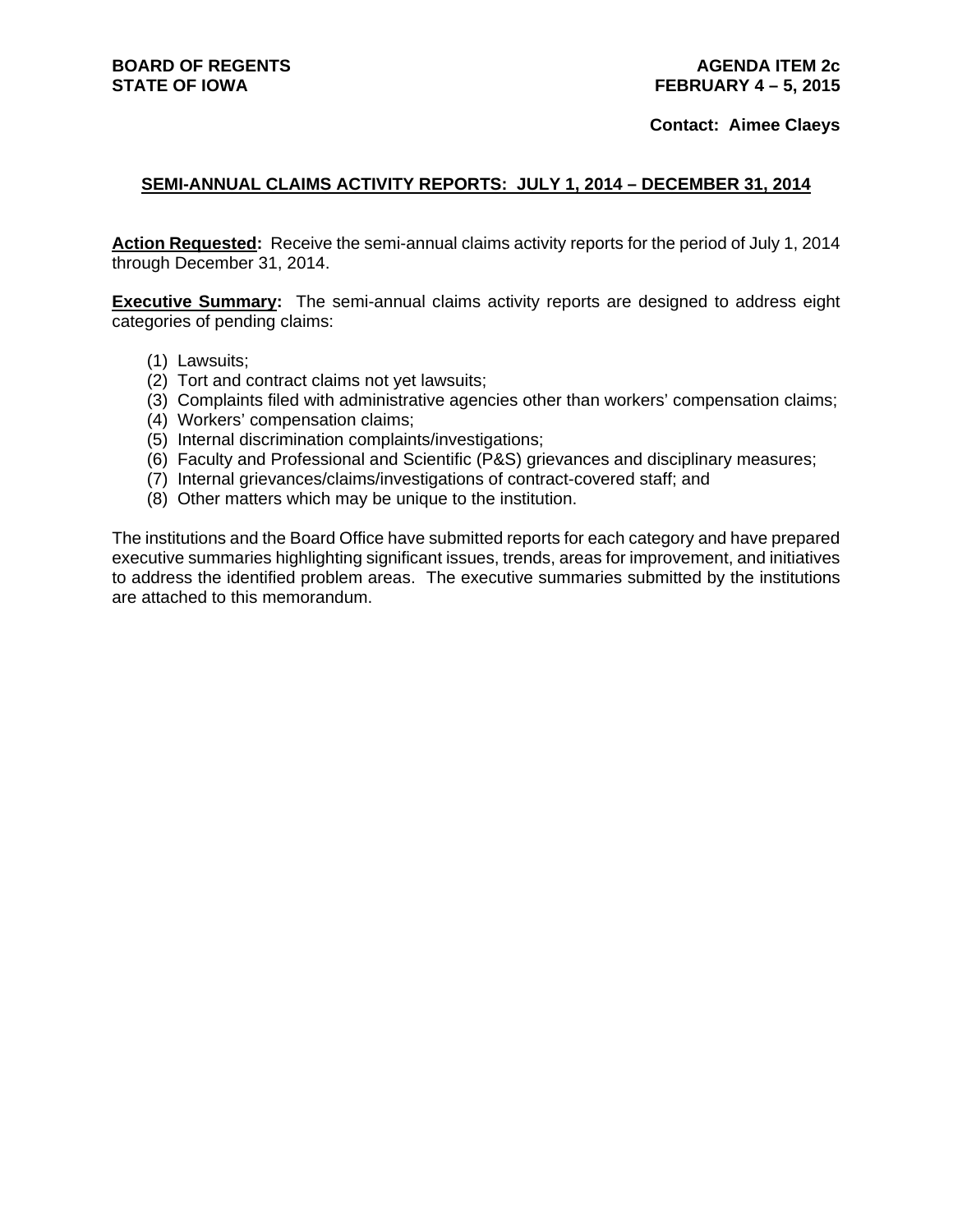**BOARD OF REGENTS**
**STATE OF IOWA**

**AGENDA ITEM 2c**
**FEBRUARY 4 – 5, 2015**

**Contact: Aimee Claeys**

## SEMI-ANNUAL CLAIMS ACTIVITY REPORTS: JULY 1, 2014 – DECEMBER 31, 2014

**Action Requested:** Receive the semi-annual claims activity reports for the period of July 1, 2014 through December 31, 2014.

**Executive Summary:** The semi-annual claims activity reports are designed to address eight categories of pending claims:

(1) Lawsuits;
(2) Tort and contract claims not yet lawsuits;
(3) Complaints filed with administrative agencies other than workers' compensation claims;
(4) Workers' compensation claims;
(5) Internal discrimination complaints/investigations;
(6) Faculty and Professional and Scientific (P&S) grievances and disciplinary measures;
(7) Internal grievances/claims/investigations of contract-covered staff; and
(8) Other matters which may be unique to the institution.

The institutions and the Board Office have submitted reports for each category and have prepared executive summaries highlighting significant issues, trends, areas for improvement, and initiatives to address the identified problem areas. The executive summaries submitted by the institutions are attached to this memorandum.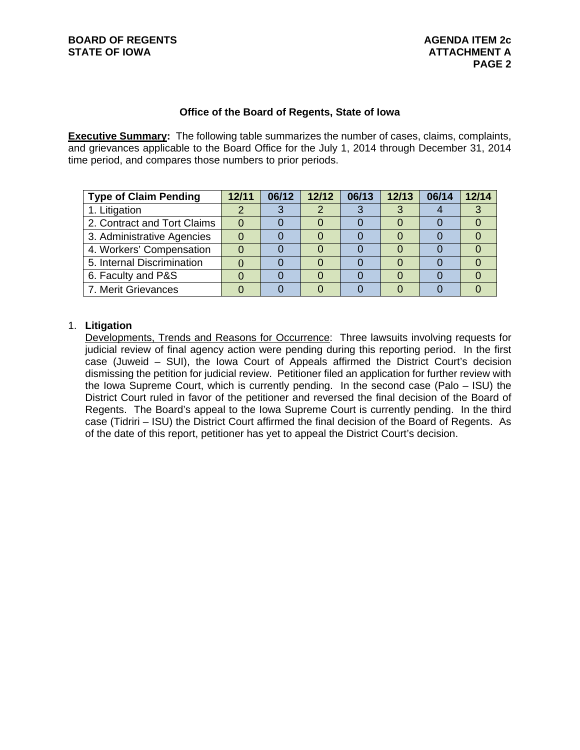## Office of the Board of Regents, State of Iowa

**Executive Summary:** The following table summarizes the number of cases, claims, complaints, and grievances applicable to the Board Office for the July 1, 2014 through December 31, 2014 time period, and compares those numbers to prior periods.

| Type of Claim Pending | 12/11 | 06/12 | 12/12 | 06/13 | 12/13 | 06/14 | 12/14 |
|---|---|---|---|---|---|---|---|
| 1. Litigation | 2 | 3 | 2 | 3 | 3 | 4 | 3 |
| 2. Contract and Tort Claims | 0 | 0 | 0 | 0 | 0 | 0 | 0 |
| 3. Administrative Agencies | 0 | 0 | 0 | 0 | 0 | 0 | 0 |
| 4. Workers' Compensation | 0 | 0 | 0 | 0 | 0 | 0 | 0 |
| 5. Internal Discrimination | 0 | 0 | 0 | 0 | 0 | 0 | 0 |
| 6. Faculty and P&S | 0 | 0 | 0 | 0 | 0 | 0 | 0 |
| 7. Merit Grievances | 0 | 0 | 0 | 0 | 0 | 0 | 0 |

1. **Litigation**

   Developments, Trends and Reasons for Occurrence: Three lawsuits involving requests for judicial review of final agency action were pending during this reporting period. In the first case (Juweid – SUI), the Iowa Court of Appeals affirmed the District Court's decision dismissing the petition for judicial review. Petitioner filed an application for further review with the Iowa Supreme Court, which is currently pending. In the second case (Palo – ISU) the District Court ruled in favor of the petitioner and reversed the final decision of the Board of Regents. The Board's appeal to the Iowa Supreme Court is currently pending. In the third case (Tidriri – ISU) the District Court affirmed the final decision of the Board of Regents. As of the date of this report, petitioner has yet to appeal the District Court's decision.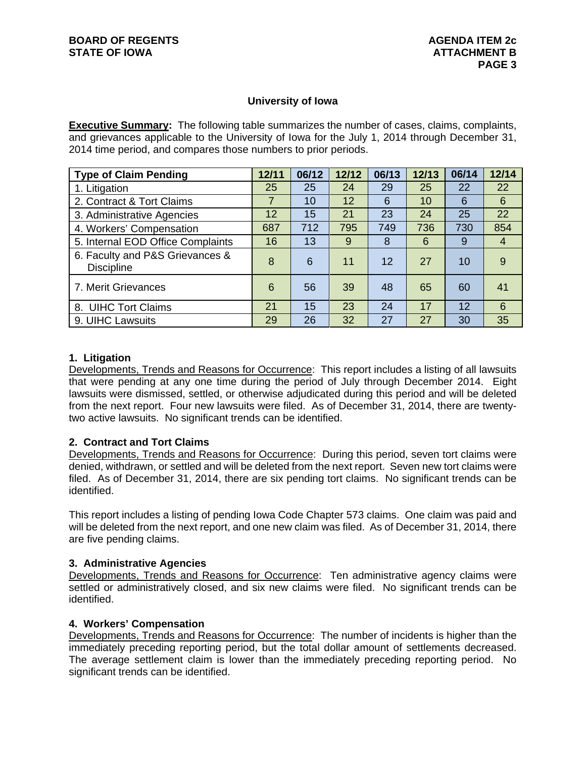## University of Iowa

**Executive Summary:** The following table summarizes the number of cases, claims, complaints, and grievances applicable to the University of Iowa for the July 1, 2014 through December 31, 2014 time period, and compares those numbers to prior periods.

| Type of Claim Pending | 12/11 | 06/12 | 12/12 | 06/13 | 12/13 | 06/14 | 12/14 |
|---|---|---|---|---|---|---|---|
| 1. Litigation | 25 | 25 | 24 | 29 | 25 | 22 | 22 |
| 2. Contract & Tort Claims | 7 | 10 | 12 | 6 | 10 | 6 | 6 |
| 3. Administrative Agencies | 12 | 15 | 21 | 23 | 24 | 25 | 22 |
| 4. Workers' Compensation | 687 | 712 | 795 | 749 | 736 | 730 | 854 |
| 5. Internal EOD Office Complaints | 16 | 13 | 9 | 8 | 6 | 9 | 4 |
| 6. Faculty and P&S Grievances & Discipline | 8 | 6 | 11 | 12 | 27 | 10 | 9 |
| 7. Merit Grievances | 6 | 56 | 39 | 48 | 65 | 60 | 41 |
| 8. UIHC Tort Claims | 21 | 15 | 23 | 24 | 17 | 12 | 6 |
| 9. UIHC Lawsuits | 29 | 26 | 32 | 27 | 27 | 30 | 35 |

### 1. Litigation

Developments, Trends and Reasons for Occurrence: This report includes a listing of all lawsuits that were pending at any one time during the period of July through December 2014. Eight lawsuits were dismissed, settled, or otherwise adjudicated during this period and will be deleted from the next report. Four new lawsuits were filed. As of December 31, 2014, there are twenty-two active lawsuits. No significant trends can be identified.

### 2. Contract and Tort Claims

Developments, Trends and Reasons for Occurrence: During this period, seven tort claims were denied, withdrawn, or settled and will be deleted from the next report. Seven new tort claims were filed. As of December 31, 2014, there are six pending tort claims. No significant trends can be identified.

This report includes a listing of pending Iowa Code Chapter 573 claims. One claim was paid and will be deleted from the next report, and one new claim was filed. As of December 31, 2014, there are five pending claims.

### 3. Administrative Agencies

Developments, Trends and Reasons for Occurrence: Ten administrative agency claims were settled or administratively closed, and six new claims were filed. No significant trends can be identified.

### 4. Workers' Compensation

Developments, Trends and Reasons for Occurrence: The number of incidents is higher than the immediately preceding reporting period, but the total dollar amount of settlements decreased. The average settlement claim is lower than the immediately preceding reporting period. No significant trends can be identified.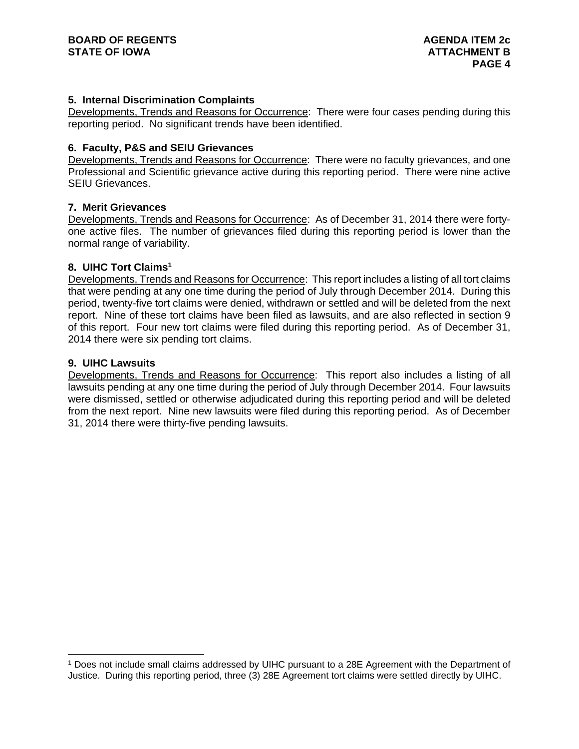**5. Internal Discrimination Complaints**

Developments, Trends and Reasons for Occurrence: There were four cases pending during this reporting period. No significant trends have been identified.

**6. Faculty, P&S and SEIU Grievances**

Developments, Trends and Reasons for Occurrence: There were no faculty grievances, and one Professional and Scientific grievance active during this reporting period. There were nine active SEIU Grievances.

**7. Merit Grievances**

Developments, Trends and Reasons for Occurrence: As of December 31, 2014 there were forty-one active files. The number of grievances filed during this reporting period is lower than the normal range of variability.

**8. UIHC Tort Claims[1]**

Developments, Trends and Reasons for Occurrence: This report includes a listing of all tort claims that were pending at any one time during the period of July through December 2014. During this period, twenty-five tort claims were denied, withdrawn or settled and will be deleted from the next report. Nine of these tort claims have been filed as lawsuits, and are also reflected in section 9 of this report. Four new tort claims were filed during this reporting period. As of December 31, 2014 there were six pending tort claims.

**9. UIHC Lawsuits**

Developments, Trends and Reasons for Occurrence: This report also includes a listing of all lawsuits pending at any one time during the period of July through December 2014. Four lawsuits were dismissed, settled or otherwise adjudicated during this reporting period and will be deleted from the next report. Nine new lawsuits were filed during this reporting period. As of December 31, 2014 there were thirty-five pending lawsuits.

---

[1] Does not include small claims addressed by UIHC pursuant to a 28E Agreement with the Department of Justice. During this reporting period, three (3) 28E Agreement tort claims were settled directly by UIHC.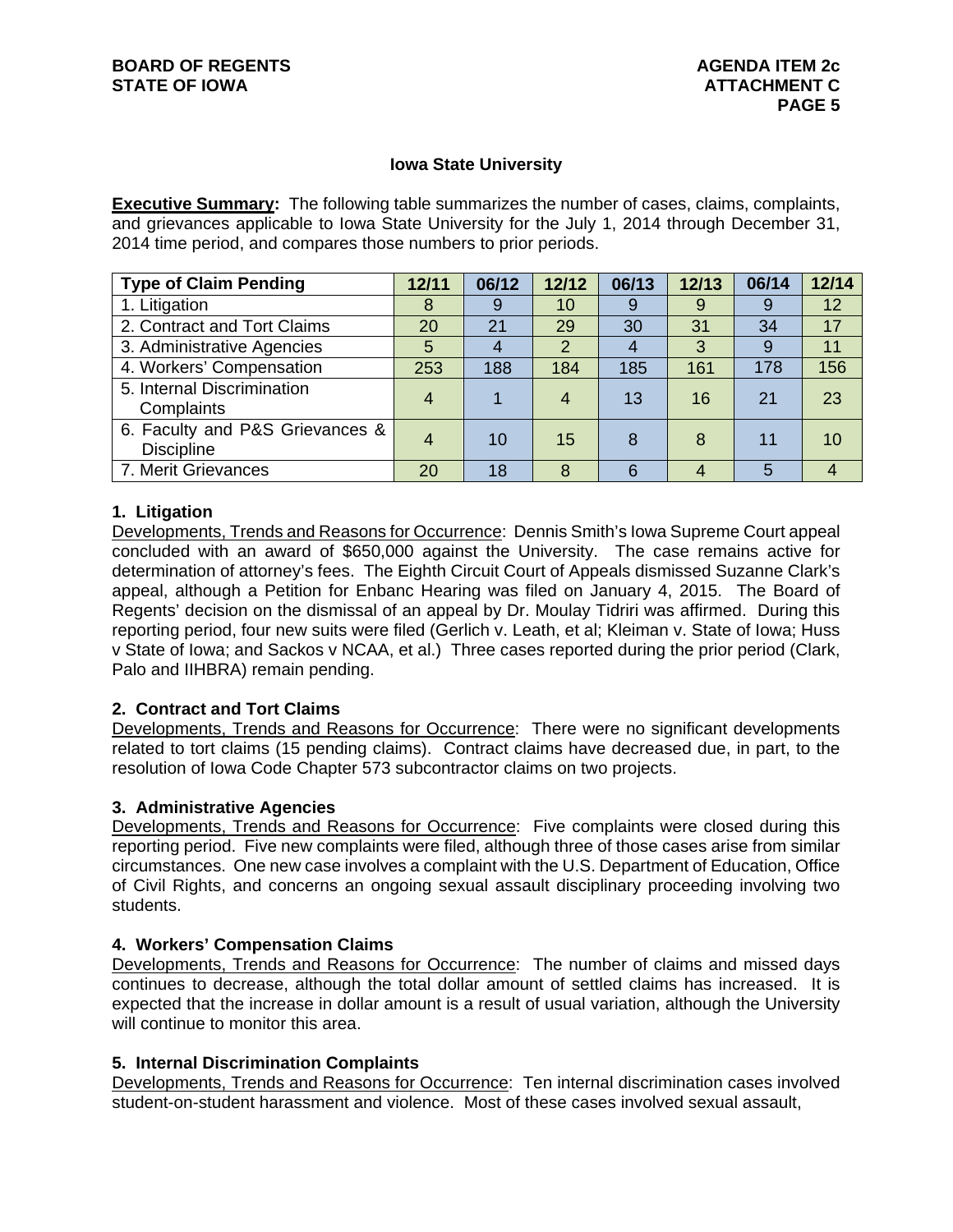### Iowa State University

**Executive Summary:** The following table summarizes the number of cases, claims, complaints, and grievances applicable to Iowa State University for the July 1, 2014 through December 31, 2014 time period, and compares those numbers to prior periods.

| Type of Claim Pending | 12/11 | 06/12 | 12/12 | 06/13 | 12/13 | 06/14 | 12/14 |
|---|---|---|---|---|---|---|---|
| 1. Litigation | 8 | 9 | 10 | 9 | 9 | 9 | 12 |
| 2. Contract and Tort Claims | 20 | 21 | 29 | 30 | 31 | 34 | 17 |
| 3. Administrative Agencies | 5 | 4 | 2 | 4 | 3 | 9 | 11 |
| 4. Workers' Compensation | 253 | 188 | 184 | 185 | 161 | 178 | 156 |
| 5. Internal Discrimination Complaints | 4 | 1 | 4 | 13 | 16 | 21 | 23 |
| 6. Faculty and P&S Grievances & Discipline | 4 | 10 | 15 | 8 | 8 | 11 | 10 |
| 7. Merit Grievances | 20 | 18 | 8 | 6 | 4 | 5 | 4 |

**1. Litigation**

Developments, Trends and Reasons for Occurrence: Dennis Smith's Iowa Supreme Court appeal concluded with an award of $650,000 against the University. The case remains active for determination of attorney's fees. The Eighth Circuit Court of Appeals dismissed Suzanne Clark's appeal, although a Petition for Enbanc Hearing was filed on January 4, 2015. The Board of Regents' decision on the dismissal of an appeal by Dr. Moulay Tidriri was affirmed. During this reporting period, four new suits were filed (Gerlich v. Leath, et al; Kleiman v. State of Iowa; Huss v State of Iowa; and Sackos v NCAA, et al.) Three cases reported during the prior period (Clark, Palo and IIHBRA) remain pending.

**2. Contract and Tort Claims**

Developments, Trends and Reasons for Occurrence: There were no significant developments related to tort claims (15 pending claims). Contract claims have decreased due, in part, to the resolution of Iowa Code Chapter 573 subcontractor claims on two projects.

**3. Administrative Agencies**

Developments, Trends and Reasons for Occurrence: Five complaints were closed during this reporting period. Five new complaints were filed, although three of those cases arise from similar circumstances. One new case involves a complaint with the U.S. Department of Education, Office of Civil Rights, and concerns an ongoing sexual assault disciplinary proceeding involving two students.

**4. Workers' Compensation Claims**

Developments, Trends and Reasons for Occurrence: The number of claims and missed days continues to decrease, although the total dollar amount of settled claims has increased. It is expected that the increase in dollar amount is a result of usual variation, although the University will continue to monitor this area.

**5. Internal Discrimination Complaints**

Developments, Trends and Reasons for Occurrence: Ten internal discrimination cases involved student-on-student harassment and violence. Most of these cases involved sexual assault,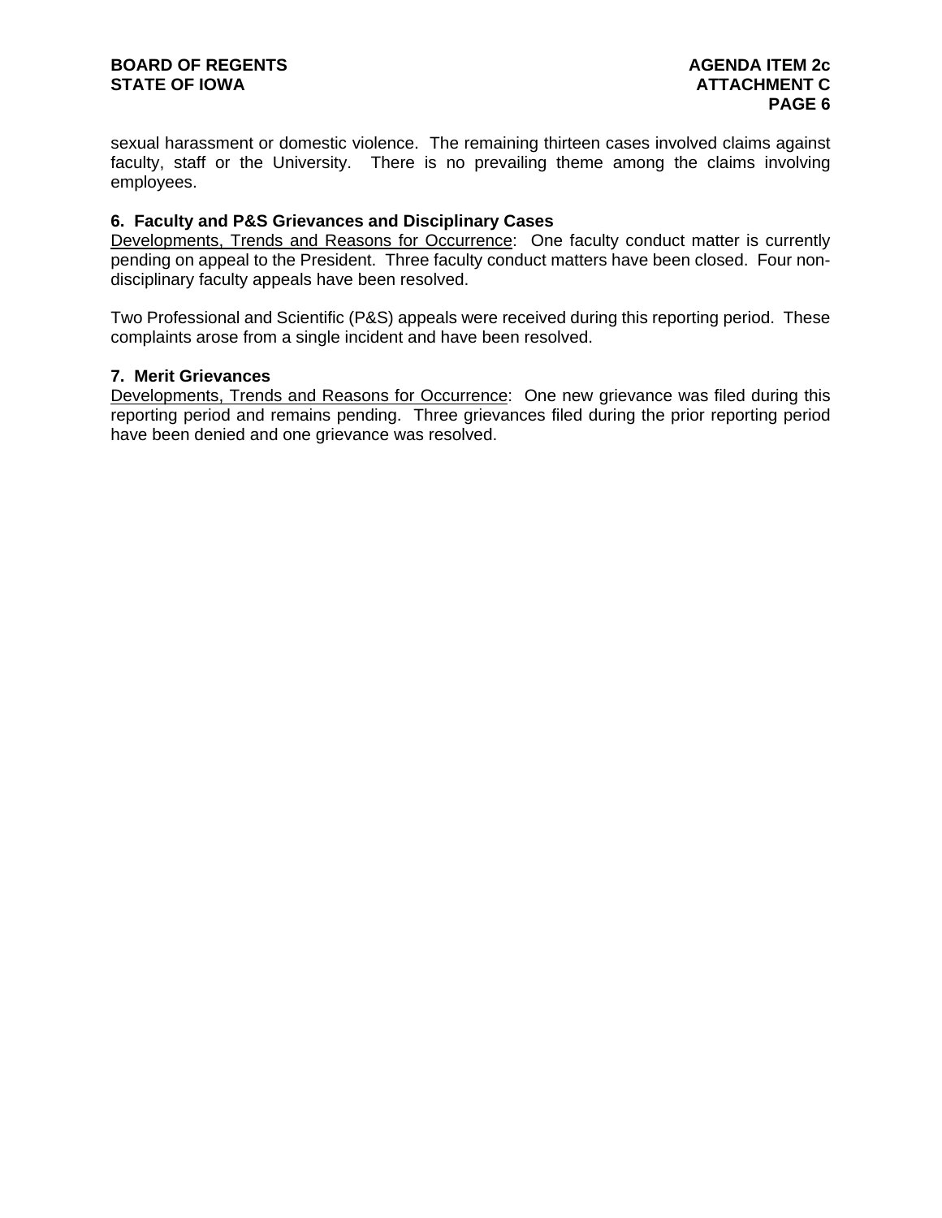sexual harassment or domestic violence. The remaining thirteen cases involved claims against faculty, staff or the University. There is no prevailing theme among the claims involving employees.

**6. Faculty and P&S Grievances and Disciplinary Cases**

Developments, Trends and Reasons for Occurrence: One faculty conduct matter is currently pending on appeal to the President. Three faculty conduct matters have been closed. Four non-disciplinary faculty appeals have been resolved.

Two Professional and Scientific (P&S) appeals were received during this reporting period. These complaints arose from a single incident and have been resolved.

**7. Merit Grievances**

Developments, Trends and Reasons for Occurrence: One new grievance was filed during this reporting period and remains pending. Three grievances filed during the prior reporting period have been denied and one grievance was resolved.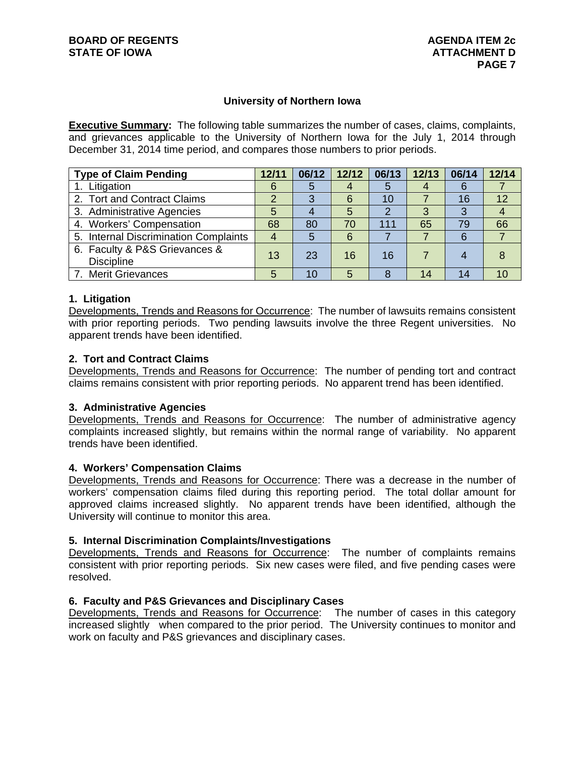## University of Northern Iowa

**Executive Summary:** The following table summarizes the number of cases, claims, complaints, and grievances applicable to the University of Northern Iowa for the July 1, 2014 through December 31, 2014 time period, and compares those numbers to prior periods.

| Type of Claim Pending | 12/11 | 06/12 | 12/12 | 06/13 | 12/13 | 06/14 | 12/14 |
|---|---|---|---|---|---|---|---|
| 1. Litigation | 6 | 5 | 4 | 5 | 4 | 6 | 7 |
| 2. Tort and Contract Claims | 2 | 3 | 6 | 10 | 7 | 16 | 12 |
| 3. Administrative Agencies | 5 | 4 | 5 | 2 | 3 | 3 | 4 |
| 4. Workers' Compensation | 68 | 80 | 70 | 111 | 65 | 79 | 66 |
| 5. Internal Discrimination Complaints | 4 | 5 | 6 | 7 | 7 | 6 | 7 |
| 6. Faculty & P&S Grievances & Discipline | 13 | 23 | 16 | 16 | 7 | 4 | 8 |
| 7. Merit Grievances | 5 | 10 | 5 | 8 | 14 | 14 | 10 |

### 1. Litigation

Developments, Trends and Reasons for Occurrence: The number of lawsuits remains consistent with prior reporting periods. Two pending lawsuits involve the three Regent universities. No apparent trends have been identified.

### 2. Tort and Contract Claims

Developments, Trends and Reasons for Occurrence: The number of pending tort and contract claims remains consistent with prior reporting periods. No apparent trend has been identified.

### 3. Administrative Agencies

Developments, Trends and Reasons for Occurrence: The number of administrative agency complaints increased slightly, but remains within the normal range of variability. No apparent trends have been identified.

### 4. Workers' Compensation Claims

Developments, Trends and Reasons for Occurrence: There was a decrease in the number of workers' compensation claims filed during this reporting period. The total dollar amount for approved claims increased slightly. No apparent trends have been identified, although the University will continue to monitor this area.

### 5. Internal Discrimination Complaints/Investigations

Developments, Trends and Reasons for Occurrence: The number of complaints remains consistent with prior reporting periods. Six new cases were filed, and five pending cases were resolved.

### 6. Faculty and P&S Grievances and Disciplinary Cases

Developments, Trends and Reasons for Occurrence: The number of cases in this category increased slightly when compared to the prior period. The University continues to monitor and work on faculty and P&S grievances and disciplinary cases.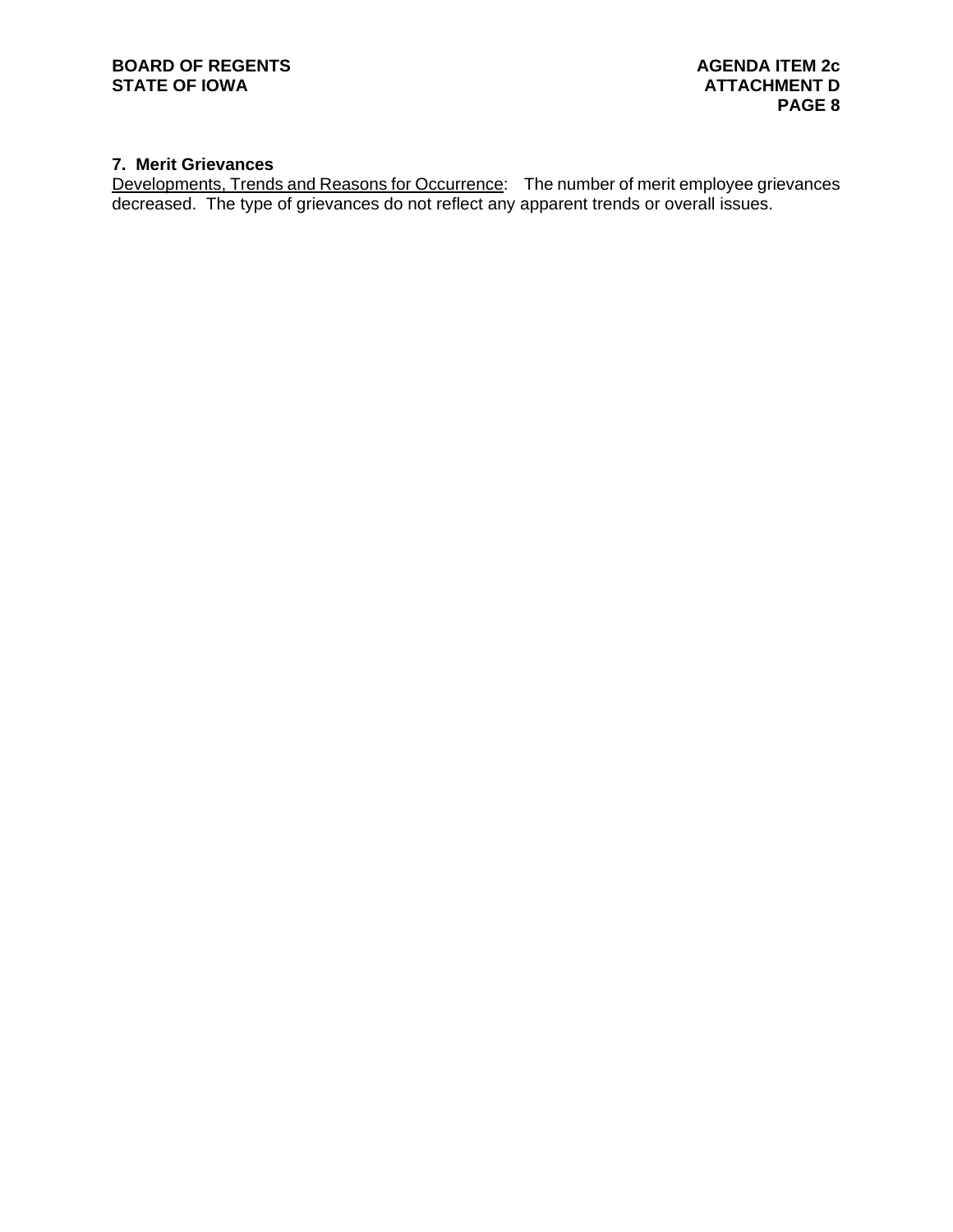### 7. Merit Grievances

Developments, Trends and Reasons for Occurrence: The number of merit employee grievances decreased. The type of grievances do not reflect any apparent trends or overall issues.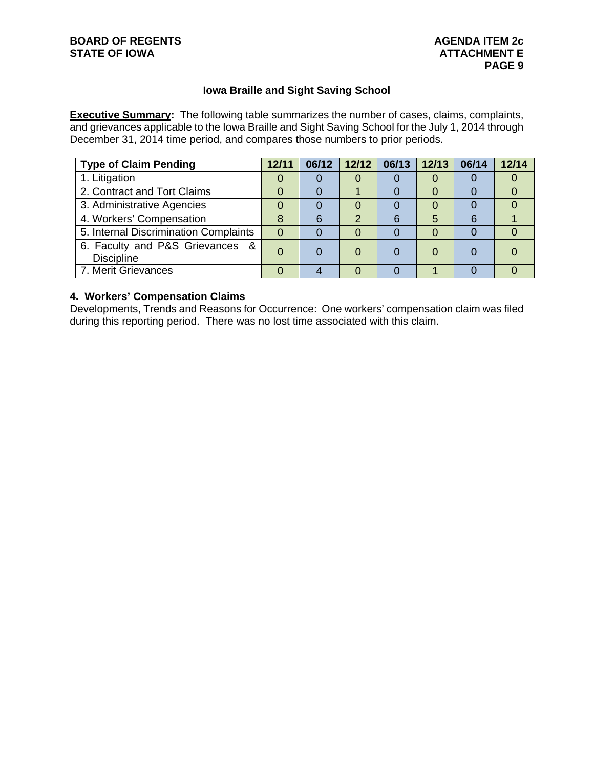**BOARD OF REGENTS**
**STATE OF IOWA**

**AGENDA ITEM 2c**
**ATTACHMENT E**

## Iowa Braille and Sight Saving School

**Executive Summary:** The following table summarizes the number of cases, claims, complaints, and grievances applicable to the Iowa Braille and Sight Saving School for the July 1, 2014 through December 31, 2014 time period, and compares those numbers to prior periods.

| Type of Claim Pending | 12/11 | 06/12 | 12/12 | 06/13 | 12/13 | 06/14 | 12/14 |
|---|---|---|---|---|---|---|---|
| 1. Litigation | 0 | 0 | 0 | 0 | 0 | 0 | 0 |
| 2. Contract and Tort Claims | 0 | 0 | 1 | 0 | 0 | 0 | 0 |
| 3. Administrative Agencies | 0 | 0 | 0 | 0 | 0 | 0 | 0 |
| 4. Workers' Compensation | 8 | 6 | 2 | 6 | 5 | 6 | 1 |
| 5. Internal Discrimination Complaints | 0 | 0 | 0 | 0 | 0 | 0 | 0 |
| 6. Faculty and P&S Grievances & Discipline | 0 | 0 | 0 | 0 | 0 | 0 | 0 |
| 7. Merit Grievances | 0 | 4 | 0 | 0 | 1 | 0 | 0 |

### 4. Workers' Compensation Claims

Developments, Trends and Reasons for Occurrence: One workers' compensation claim was filed during this reporting period. There was no lost time associated with this claim.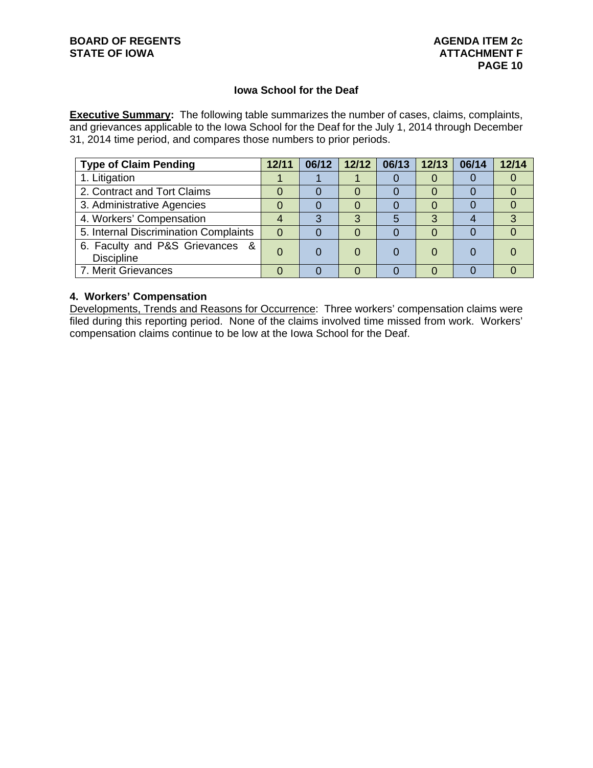## Iowa School for the Deaf

**Executive Summary:** The following table summarizes the number of cases, claims, complaints, and grievances applicable to the Iowa School for the Deaf for the July 1, 2014 through December 31, 2014 time period, and compares those numbers to prior periods.

| Type of Claim Pending | 12/11 | 06/12 | 12/12 | 06/13 | 12/13 | 06/14 | 12/14 |
|---|---|---|---|---|---|---|---|
| 1. Litigation | 1 | 1 | 1 | 0 | 0 | 0 | 0 |
| 2. Contract and Tort Claims | 0 | 0 | 0 | 0 | 0 | 0 | 0 |
| 3. Administrative Agencies | 0 | 0 | 0 | 0 | 0 | 0 | 0 |
| 4. Workers' Compensation | 4 | 3 | 3 | 5 | 3 | 4 | 3 |
| 5. Internal Discrimination Complaints | 0 | 0 | 0 | 0 | 0 | 0 | 0 |
| 6. Faculty and P&S Grievances & Discipline | 0 | 0 | 0 | 0 | 0 | 0 | 0 |
| 7. Merit Grievances | 0 | 0 | 0 | 0 | 0 | 0 | 0 |

### 4. Workers' Compensation

Developments, Trends and Reasons for Occurrence: Three workers' compensation claims were filed during this reporting period. None of the claims involved time missed from work. Workers' compensation claims continue to be low at the Iowa School for the Deaf.